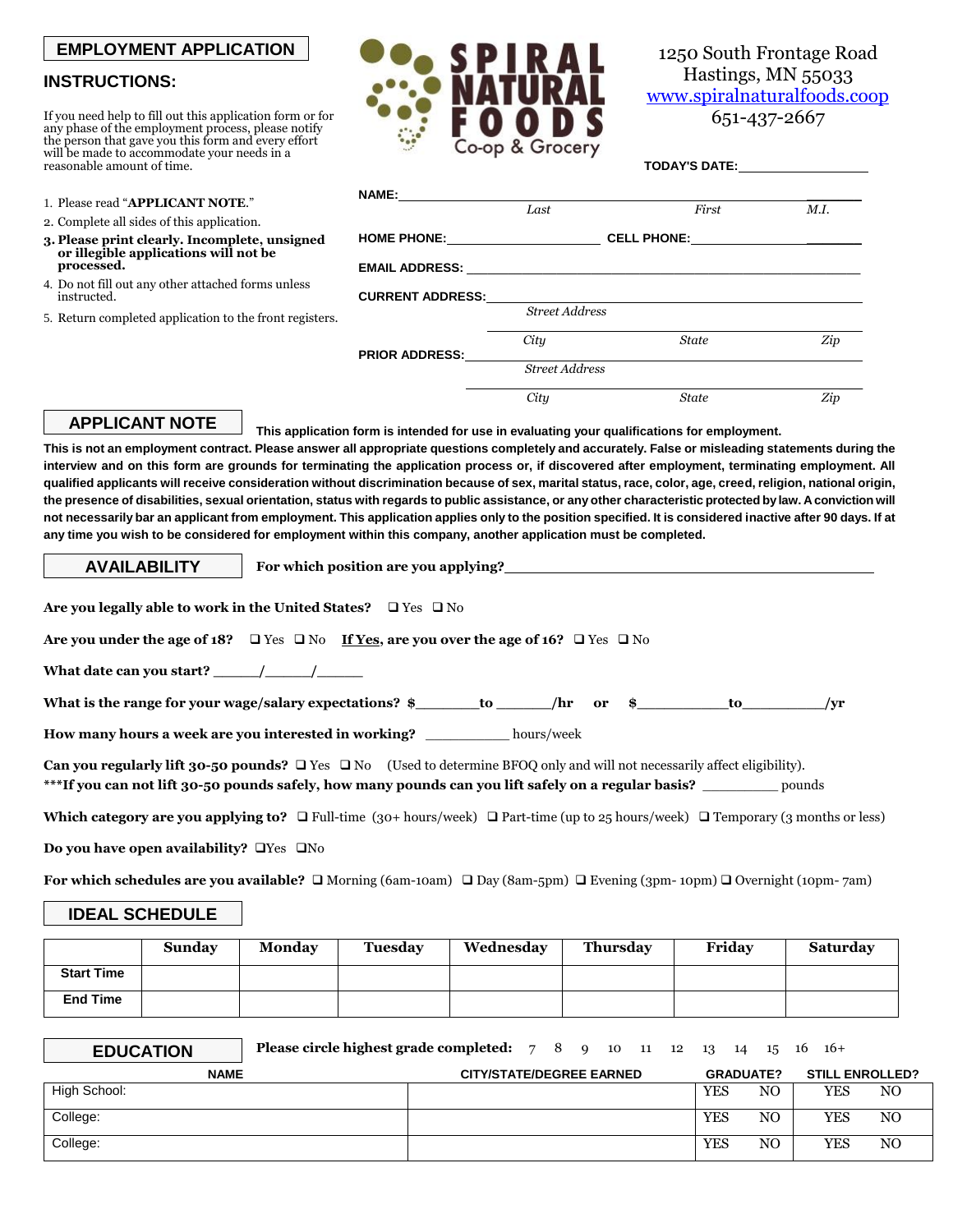# EMPLOYMENT APPLICATION

**SPIRAL NATURAL FOODS** Co-op & Grocery

1250 South Frontage Road
Hastings, MN 55033
www.spiralnaturalfoods.coop
651-437-2667

## INSTRUCTIONS:

If you need help to fill out this application form or for any phase of the employment process, please notify the person that gave you this form and every effort will be made to accommodate your needs in a reasonable amount of time.

1. Please read "**APPLICANT NOTE**."
2. Complete all sides of this application.
3. **Please print clearly. Incomplete, unsigned or illegible applications will not be processed.**
4. Do not fill out any other attached forms unless instructed.
5. Return completed application to the front registers.

**TODAY'S DATE:** ____________________

**NAME:** ______________________________________________
*Last* *First* *M.I.*

**HOME PHONE:** ____________________ **CELL PHONE:** ____________________

**EMAIL ADDRESS:** ______________________________________________

**CURRENT ADDRESS:** ______________________________________________
*Street Address*
______________________________________________
*City* *State* *Zip*

**PRIOR ADDRESS:** ______________________________________________
*Street Address*
______________________________________________
*City* *State* *Zip*

## APPLICANT NOTE

**This application form is intended for use in evaluating your qualifications for employment. This is not an employment contract. Please answer all appropriate questions completely and accurately. False or misleading statements during the interview and on this form are grounds for terminating the application process or, if discovered after employment, terminating employment. All qualified applicants will receive consideration without discrimination because of sex, marital status, race, color, age, creed, religion, national origin, the presence of disabilities, sexual orientation, status with regards to public assistance, or any other characteristic protected by law. A conviction will not necessarily bar an applicant from employment. This application applies only to the position specified. It is considered inactive after 90 days. If at any time you wish to be considered for employment within this company, another application must be completed.**

## AVAILABILITY

**For which position are you applying?** ______________________________________________

**Are you legally able to work in the United States?** ❑ Yes ❑ No

**Are you under the age of 18?** ❑ Yes ❑ No **If Yes, are you over the age of 16?** ❑ Yes ❑ No

**What date can you start?** ______/______/______

**What is the range for your wage/salary expectations? $**________ **to** _______ **/hr or $**____________ **to**___________ **/yr**

**How many hours a week are you interested in working?** ___________ hours/week

**Can you regularly lift 30-50 pounds?** ❑ Yes ❑ No (Used to determine BFOQ only and will not necessarily affect eligibility).
**\*\*\*If you can not lift 30-50 pounds safely, how many pounds can you lift safely on a regular basis?** __________ pounds

**Which category are you applying to?** ❑ Full-time (30+ hours/week) ❑ Part-time (up to 25 hours/week) ❑ Temporary (3 months or less)

**Do you have open availability?** ❑Yes ❑No

**For which schedules are you available?** ❑ Morning (6am-10am) ❑ Day (8am-5pm) ❑ Evening (3pm- 10pm) ❑ Overnight (10pm- 7am)

## IDEAL SCHEDULE

| | Sunday | Monday | Tuesday | Wednesday | Thursday | Friday | Saturday |
|---|---|---|---|---|---|---|---|
| Start Time | | | | | | | |
| End Time | | | | | | | |

## EDUCATION

**Please circle highest grade completed:** 7 8 9 10 11 12 13 14 15 16 16+

| NAME | CITY/STATE/DEGREE EARNED | GRADUATE? | STILL ENROLLED? |
|---|---|---|---|
| High School: | | YES NO | YES NO |
| College: | | YES NO | YES NO |
| College: | | YES NO | YES NO |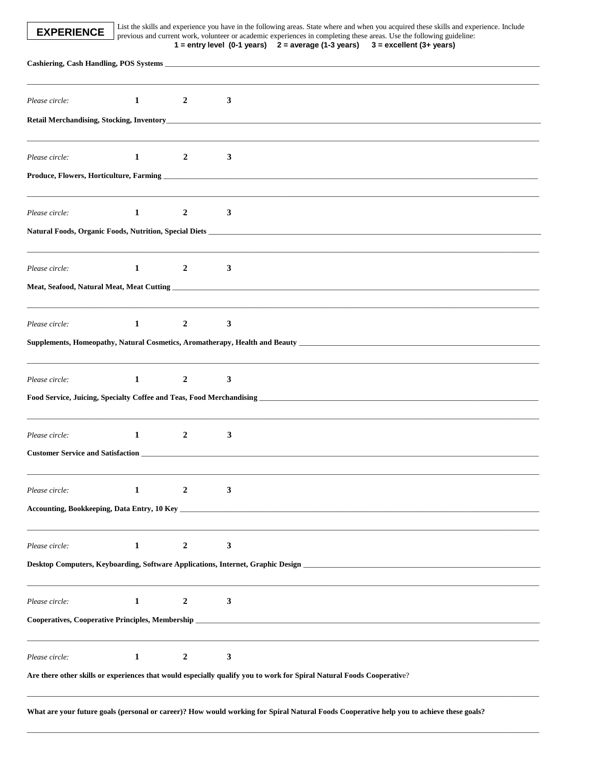## EXPERIENCE

List the skills and experience you have in the following areas. State where and when you acquired these skills and experience. Include previous and current work, volunteer or academic experiences in completing these areas. Use the following guideline:

**1 = entry level (0-1 years)  2 = average (1-3 years)  3 = excellent (3+ years)**

**Cashiering, Cash Handling, POS Systems** ______________________________

______________________________

*Please circle:* **1  2  3**

**Retail Merchandising, Stocking, Inventory**______________________________

______________________________

*Please circle:* **1  2  3**

**Produce, Flowers, Horticulture, Farming** ______________________________

______________________________

*Please circle:* **1  2  3**

**Natural Foods, Organic Foods, Nutrition, Special Diets** ______________________________

______________________________

*Please circle:* **1  2  3**

**Meat, Seafood, Natural Meat, Meat Cutting** ______________________________

______________________________

*Please circle:* **1  2  3**

**Supplements, Homeopathy, Natural Cosmetics, Aromatherapy, Health and Beauty** ______________________________

______________________________

*Please circle:* **1  2  3**

**Food Service, Juicing, Specialty Coffee and Teas, Food Merchandising** ______________________________

______________________________

*Please circle:* **1  2  3**

**Customer Service and Satisfaction** ______________________________

______________________________

*Please circle:* **1  2  3**

**Accounting, Bookkeeping, Data Entry, 10 Key** ______________________________

______________________________

*Please circle:* **1  2  3**

**Desktop Computers, Keyboarding, Software Applications, Internet, Graphic Design** ______________________________

______________________________

*Please circle:* **1  2  3**

**Cooperatives, Cooperative Principles, Membership** ______________________________

______________________________

*Please circle:* **1  2  3**

**Are there other skills or experiences that would especially qualify you to work for Spiral Natural Foods Cooperativ**e?

______________________________

**What are your future goals (personal or career)? How would working for Spiral Natural Foods Cooperative help you to achieve these goals?**

______________________________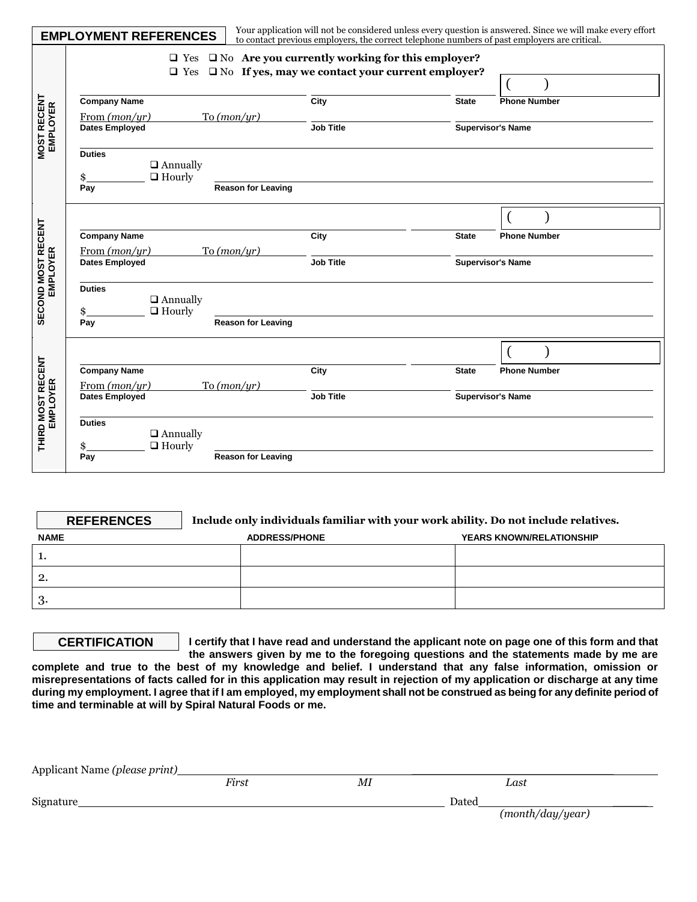## EMPLOYMENT REFERENCES

Your application will not be considered unless every question is answered. Since we will make every effort to contact previous employers, the correct telephone numbers of past employers are critical.

### MOST RECENT EMPLOYER

❑ Yes ❑ No **Are you currently working for this employer?**

❑ Yes ❑ No **If yes, may we contact your current employer?**

**Company Name** **City** **State** **Phone Number** ( )

From *(mon/yr)* To *(mon/yr)*
**Dates Employed** **Job Title** **Supervisor's Name**

**Duties**

$ ❑ Annually ❑ Hourly
**Pay** **Reason for Leaving**

### SECOND MOST RECENT EMPLOYER

**Company Name** **City** **State** **Phone Number** ( )

From *(mon/yr)* To *(mon/yr)*
**Dates Employed** **Job Title** **Supervisor's Name**

**Duties**

$ ❑ Annually ❑ Hourly
**Pay** **Reason for Leaving**

### THIRD MOST RECENT EMPLOYER

**Company Name** **City** **State** **Phone Number** ( )

From *(mon/yr)* To *(mon/yr)*
**Dates Employed** **Job Title** **Supervisor's Name**

**Duties**

$ ❑ Annually ❑ Hourly
**Pay** **Reason for Leaving**

## REFERENCES

**Include only individuals familiar with your work ability. Do not include relatives.**

| NAME | ADDRESS/PHONE | YEARS KNOWN/RELATIONSHIP |
|---|---|---|
| 1. | | |
| 2. | | |
| 3. | | |

## CERTIFICATION

**I certify that I have read and understand the applicant note on page one of this form and that the answers given by me to the foregoing questions and the statements made by me are complete and true to the best of my knowledge and belief. I understand that any false information, omission or misrepresentations of facts called for in this application may result in rejection of my application or discharge at any time during my employment. I agree that if I am employed, my employment shall not be construed as being for any definite period of time and terminable at will by Spiral Natural Foods or me.**

Applicant Name *(please print)* ________________________________
*First* *MI* *Last*

Signature ________________________________ Dated ________________
*(month/day/year)*